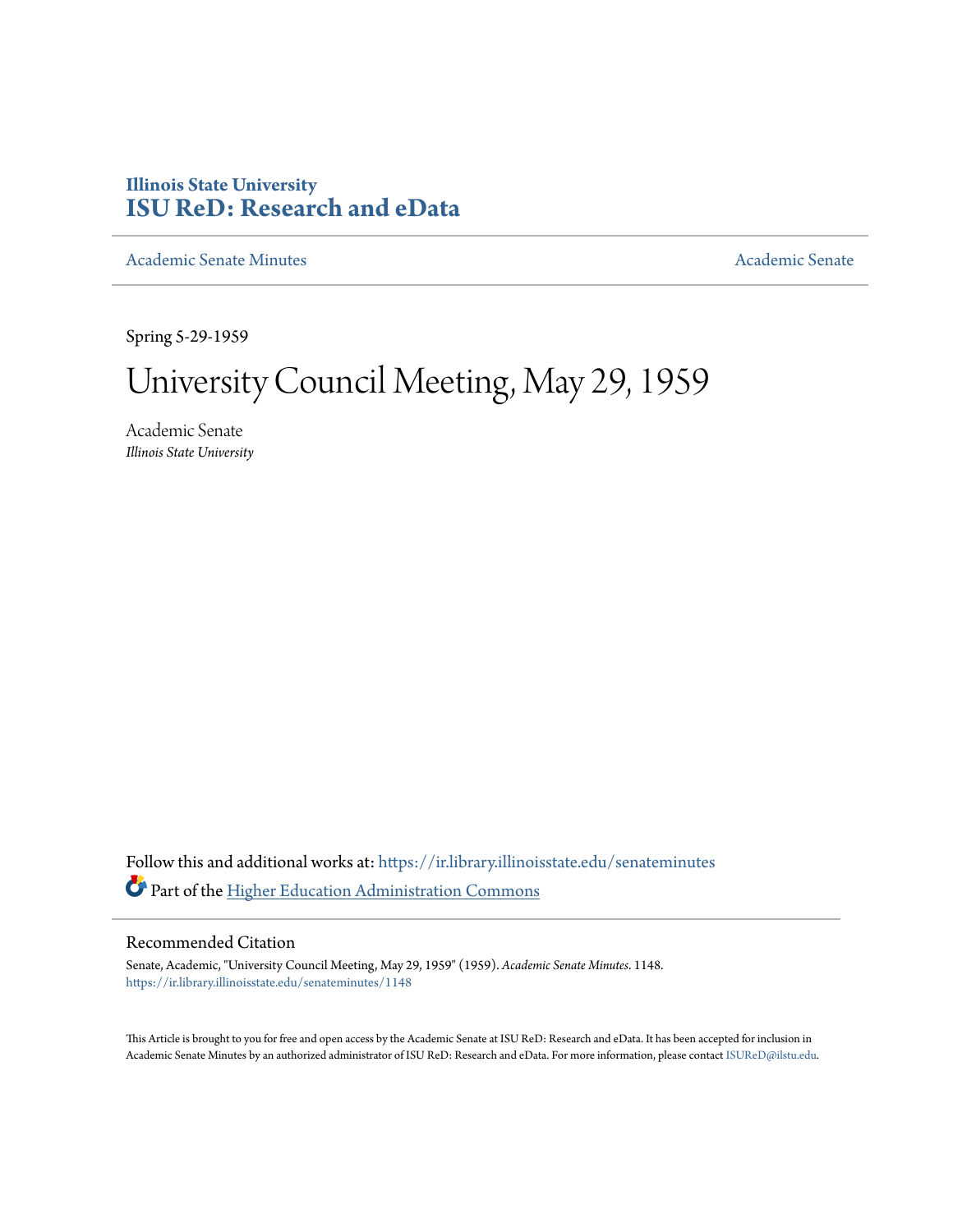**Illinois State University**
**ISU ReD: Research and eData**

Academic Senate Minutes | Academic Senate

Spring 5-29-1959

# University Council Meeting, May 29, 1959

Academic Senate
*Illinois State University*

Follow this and additional works at: https://ir.library.illinoisstate.edu/senateminutes

Part of the Higher Education Administration Commons

## Recommended Citation

Senate, Academic, "University Council Meeting, May 29, 1959" (1959). *Academic Senate Minutes*. 1148.
https://ir.library.illinoisstate.edu/senateminutes/1148

This Article is brought to you for free and open access by the Academic Senate at ISU ReD: Research and eData. It has been accepted for inclusion in Academic Senate Minutes by an authorized administrator of ISU ReD: Research and eData. For more information, please contact ISUReD@ilstu.edu.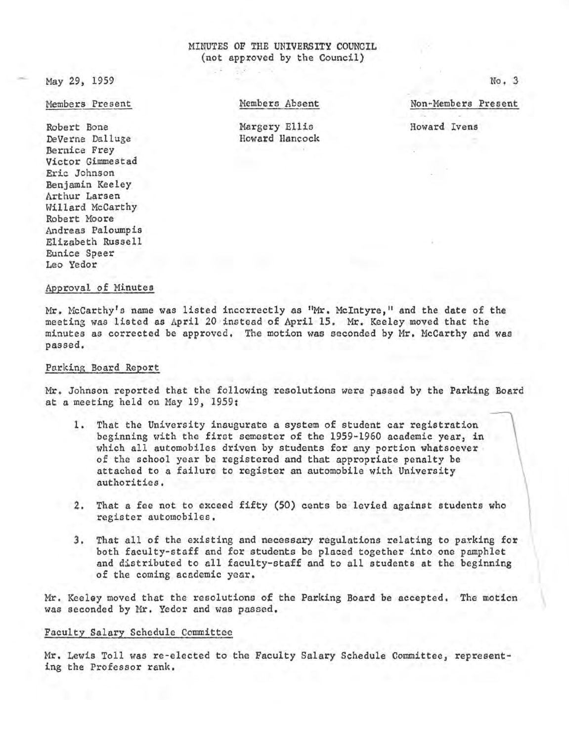# MINUTES OF THE UNIVERSITY COUNCIL
(not approved by the Council)

May 29, 1959

No. 3

| Members Present | Members Absent | Non-Members Present |
|---|---|---|
| Robert Bone | Margery Ellis | Howard Ivens |
| DeVerne Dalluge | Howard Hancock | |
| Bernice Frey | | |
| Victor Gimmestad | | |
| Eric Johnson | | |
| Benjamin Keeley | | |
| Arthur Larsen | | |
| Willard McCarthy | | |
| Robert Moore | | |
| Andreas Paloumpis | | |
| Elizabeth Russell | | |
| Eunice Speer | | |
| Leo Yedor | | |

## Approval of Minutes

Mr. McCarthy's name was listed incorrectly as "Mr. McIntyre," and the date of the meeting was listed as April 20 instead of April 15. Mr. Keeley moved that the minutes as corrected be approved. The motion was seconded by Mr. McCarthy and was passed.

## Parking Board Report

Mr. Johnson reported that the following resolutions were passed by the Parking Board at a meeting held on May 19, 1959:

1. That the University inaugurate a system of student car registration beginning with the first semester of the 1959-1960 academic year, in which all automobiles driven by students for any portion whatsoever of the school year be registered and that appropriate penalty be attached to a failure to register an automobile with University authorities.

2. That a fee not to exceed fifty (50) cents be levied against students who register automobiles.

3. That all of the existing and necessary regulations relating to parking for both faculty-staff and for students be placed together into one pamphlet and distributed to all faculty-staff and to all students at the beginning of the coming academic year.

Mr. Keeley moved that the resolutions of the Parking Board be accepted. The motion was seconded by Mr. Yedor and was passed.

## Faculty Salary Schedule Committee

Mr. Lewis Toll was re-elected to the Faculty Salary Schedule Committee, representing the Professor rank.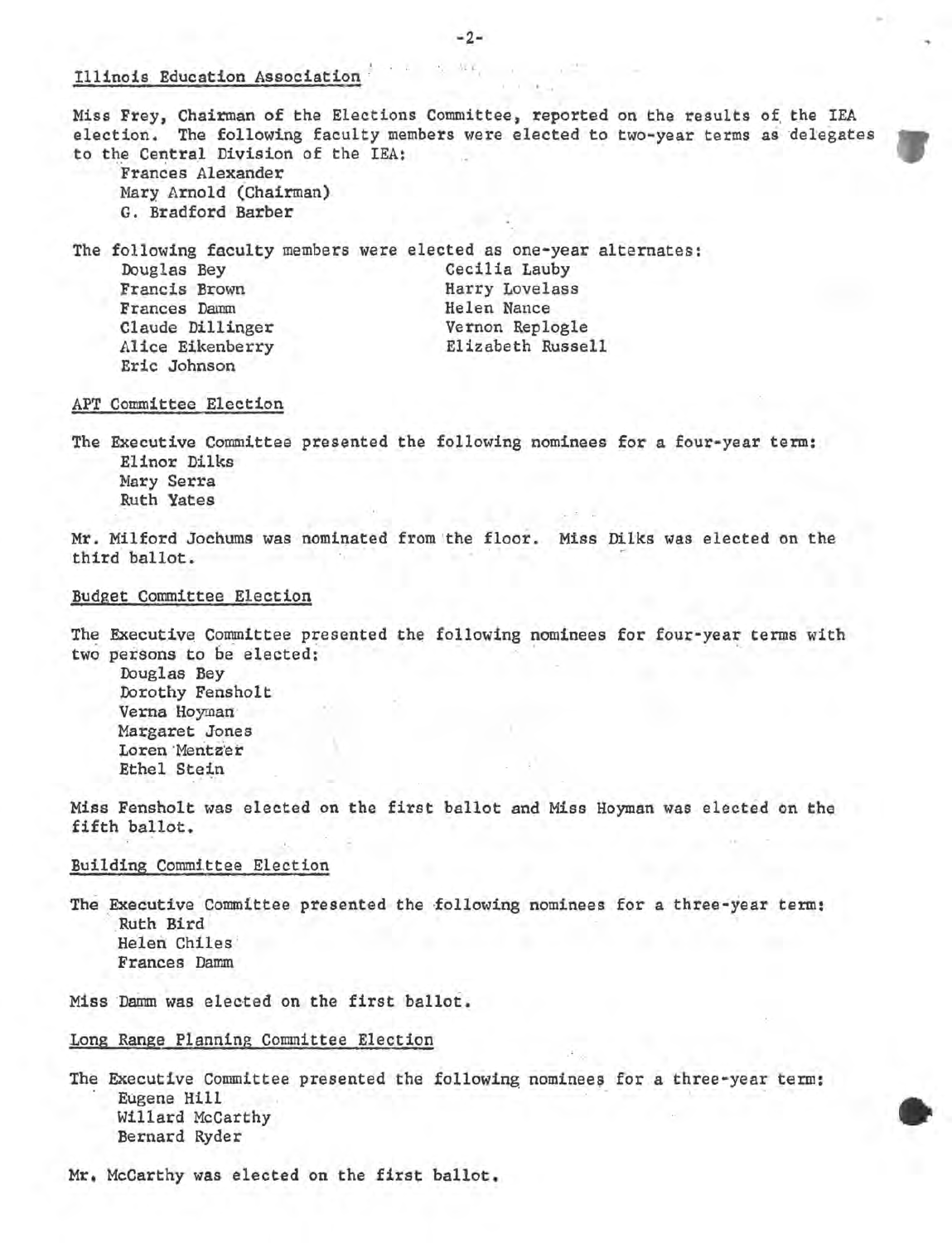## Illinois Education Association

Miss Frey, Chairman of the Elections Committee, reported on the results of the IEA election. The following faculty members were elected to two-year terms as delegates to the Central Division of the IEA:

- Frances Alexander
- Mary Arnold (Chairman)
- G. Bradford Barber

The following faculty members were elected as one-year alternates:

- Douglas Bey
- Francis Brown
- Frances Damm
- Claude Dillinger
- Alice Eikenberry
- Eric Johnson
- Cecilia Lauby
- Harry Lovelass
- Helen Nance
- Vernon Replogle
- Elizabeth Russell

## APT Committee Election

The Executive Committee presented the following nominees for a four-year term:

- Elinor Dilks
- Mary Serra
- Ruth Yates

Mr. Milford Jochums was nominated from the floor. Miss Dilks was elected on the third ballot.

## Budget Committee Election

The Executive Committee presented the following nominees for four-year terms with two persons to be elected:

- Douglas Bey
- Dorothy Fensholt
- Verna Hoyman
- Margaret Jones
- Loren Mentzer
- Ethel Stein

Miss Fensholt was elected on the first ballot and Miss Hoyman was elected on the fifth ballot.

## Building Committee Election

The Executive Committee presented the following nominees for a three-year term:

- Ruth Bird
- Helen Chiles
- Frances Damm

Miss Damm was elected on the first ballot.

## Long Range Planning Committee Election

The Executive Committee presented the following nominees for a three-year term:

- Eugene Hill
- Willard McCarthy
- Bernard Ryder

Mr. McCarthy was elected on the first ballot.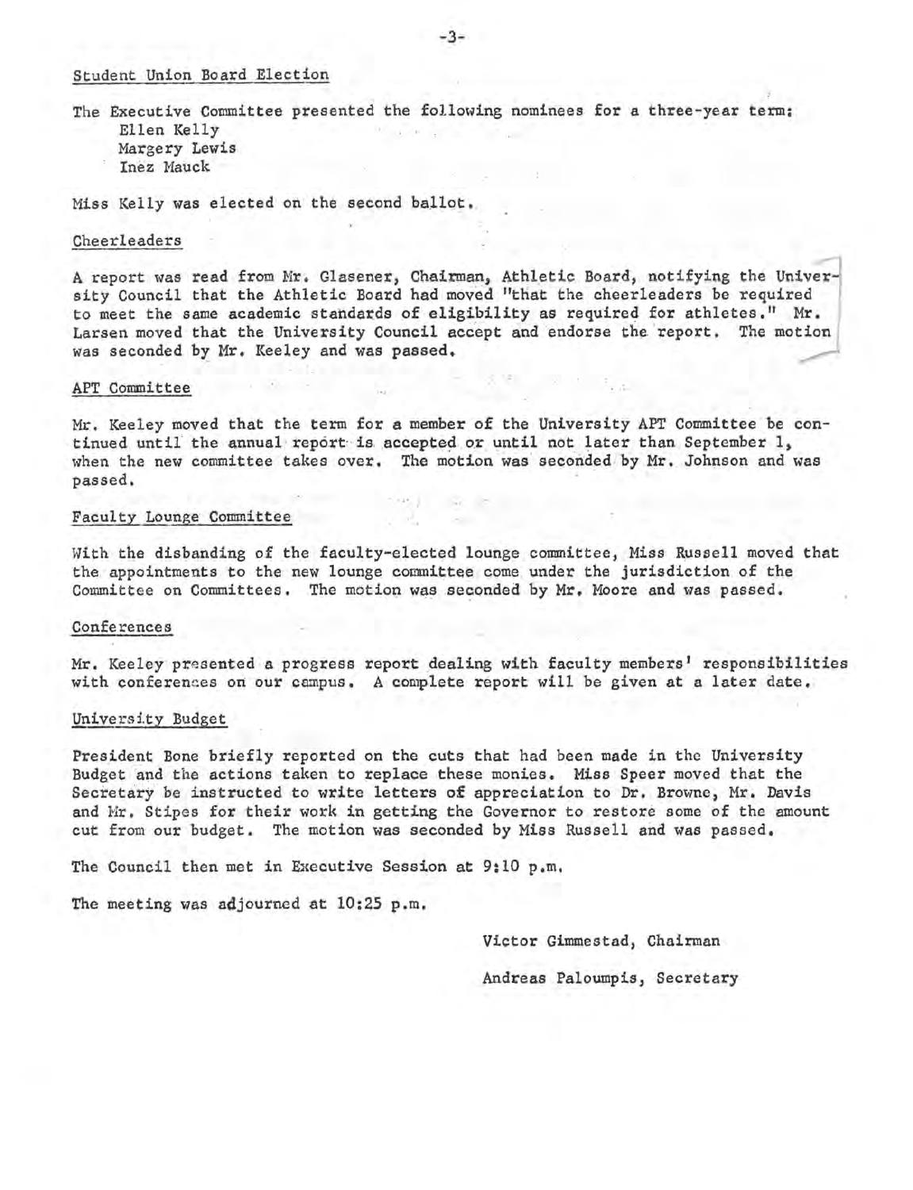## Student Union Board Election

The Executive Committee presented the following nominees for a three-year term:

- Ellen Kelly
- Margery Lewis
- Inez Mauck

Miss Kelly was elected on the second ballot.

## Cheerleaders

A report was read from Mr. Glasener, Chairman, Athletic Board, notifying the University Council that the Athletic Board had moved "that the cheerleaders be required to meet the same academic standards of eligibility as required for athletes." Mr. Larsen moved that the University Council accept and endorse the report. The motion was seconded by Mr. Keeley and was passed.

## APT Committee

Mr. Keeley moved that the term for a member of the University APT Committee be continued until the annual report is accepted or until not later than September 1, when the new committee takes over. The motion was seconded by Mr. Johnson and was passed.

## Faculty Lounge Committee

With the disbanding of the faculty-elected lounge committee, Miss Russell moved that the appointments to the new lounge committee come under the jurisdiction of the Committee on Committees. The motion was seconded by Mr. Moore and was passed.

## Conferences

Mr. Keeley presented a progress report dealing with faculty members' responsibilities with conferences on our campus. A complete report will be given at a later date.

## University Budget

President Bone briefly reported on the cuts that had been made in the University Budget and the actions taken to replace these monies. Miss Speer moved that the Secretary be instructed to write letters of appreciation to Dr. Browne, Mr. Davis and Mr. Stipes for their work in getting the Governor to restore some of the amount cut from our budget. The motion was seconded by Miss Russell and was passed.

The Council then met in Executive Session at 9:10 p.m.

The meeting was adjourned at 10:25 p.m.

Victor Gimmestad, Chairman

Andreas Paloumpis, Secretary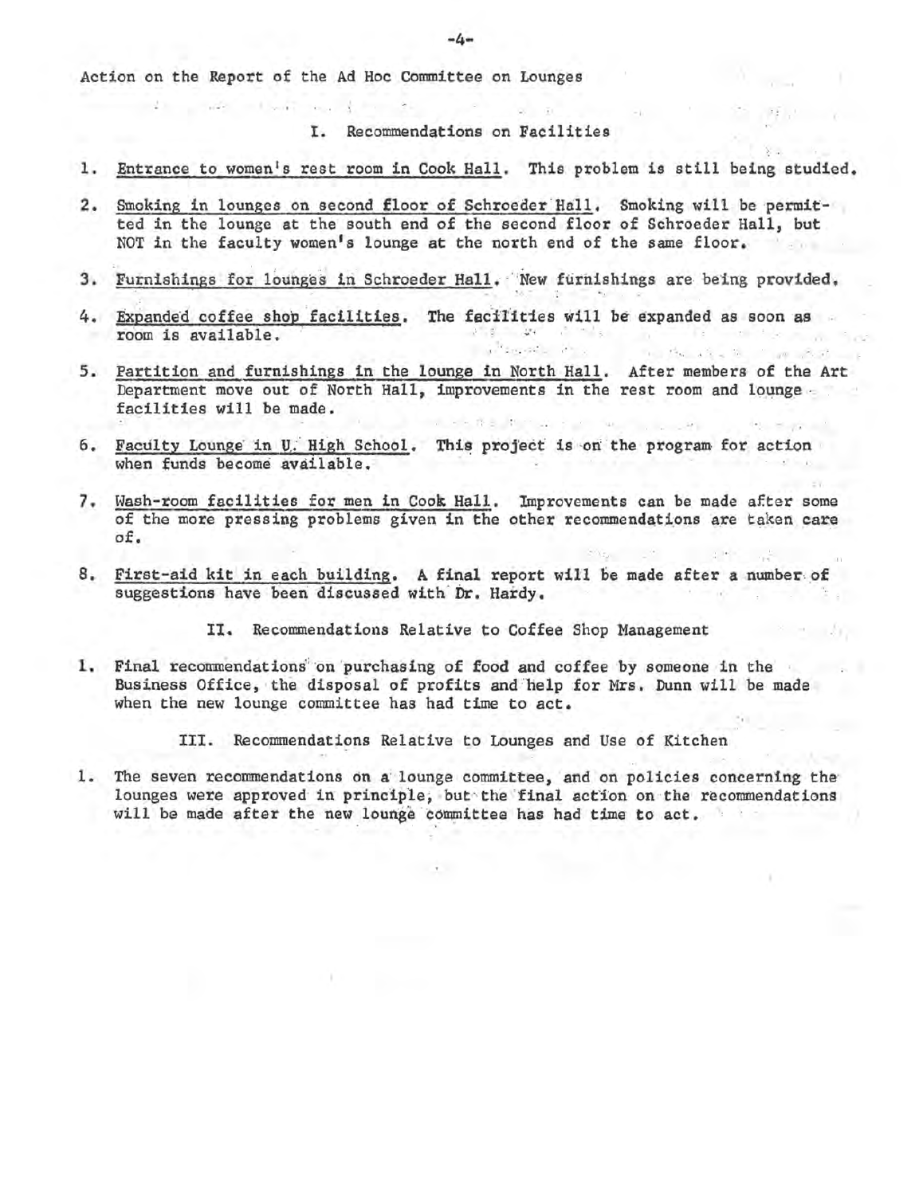Action on the Report of the Ad Hoc Committee on Lounges

## I. Recommendations on Facilities

1. Entrance to women's rest room in Cook Hall. This problem is still being studied.

2. Smoking in lounges on second floor of Schroeder Hall. Smoking will be permitted in the lounge at the south end of the second floor of Schroeder Hall, but NOT in the faculty women's lounge at the north end of the same floor.

3. Furnishings for lounges in Schroeder Hall. New furnishings are being provided.

4. Expanded coffee shop facilities. The facilities will be expanded as soon as room is available.

5. Partition and furnishings in the lounge in North Hall. After members of the Art Department move out of North Hall, improvements in the rest room and lounge facilities will be made.

6. Faculty Lounge in U. High School. This project is on the program for action when funds become available.

7. Wash-room facilities for men in Cook Hall. Improvements can be made after some of the more pressing problems given in the other recommendations are taken care of.

8. First-aid kit in each building. A final report will be made after a number of suggestions have been discussed with Dr. Hardy.

## II. Recommendations Relative to Coffee Shop Management

1. Final recommendations on purchasing of food and coffee by someone in the Business Office, the disposal of profits and help for Mrs. Dunn will be made when the new lounge committee has had time to act.

## III. Recommendations Relative to Lounges and Use of Kitchen

1. The seven recommendations on a lounge committee, and on policies concerning the lounges were approved in principle, but the final action on the recommendations will be made after the new lounge committee has had time to act.